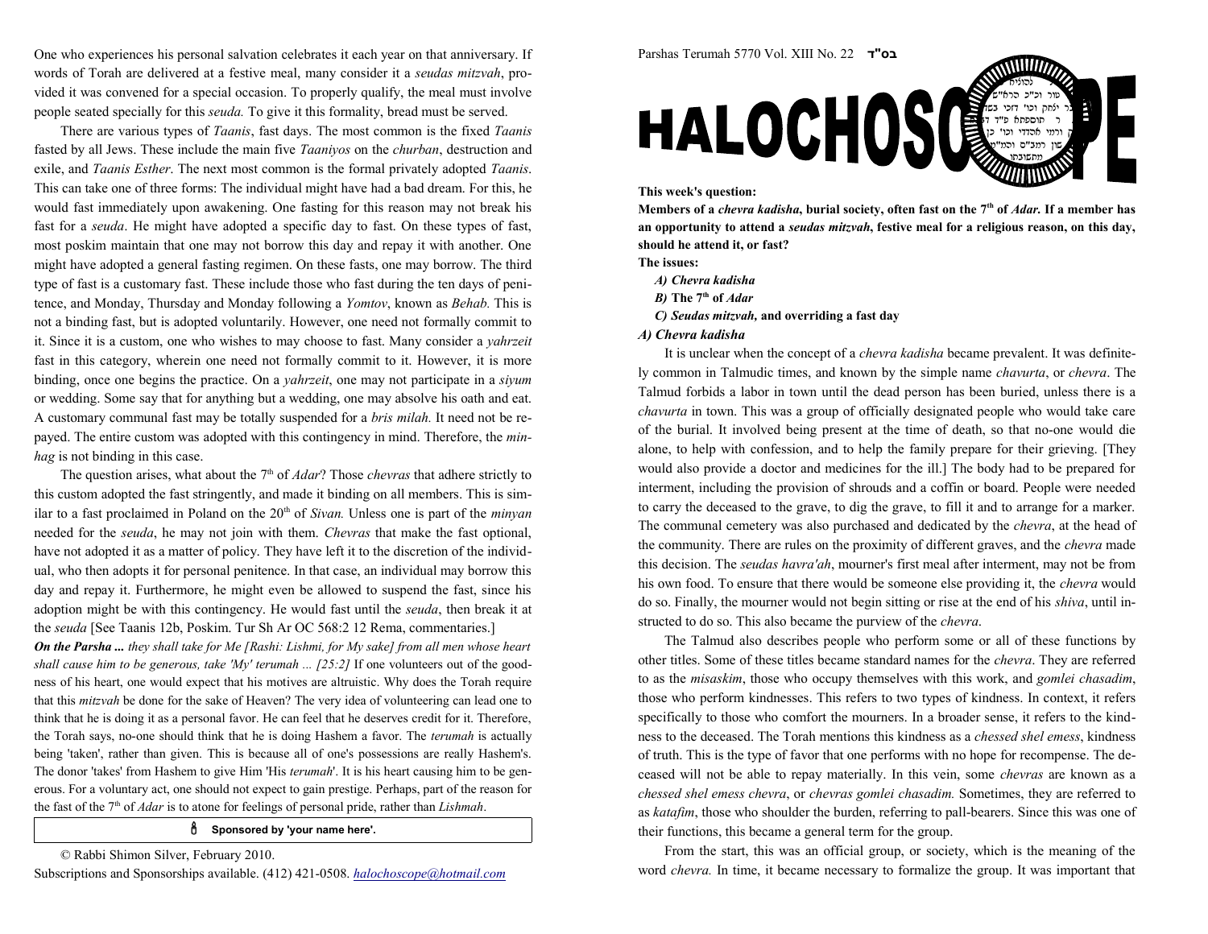One who experiences his personal salvation celebrates it each year on that anniversary. If words of Torah are delivered at a festive meal, many consider it a *seudas mitzvah*, provided it was convened for a special occasion. To properly qualify, the meal must involve people seated specially for this *seuda.* To give it this formality, bread must be served.

There are various types of *Taanis*, fast days. The most common is the fixed *Taanis* fasted by all Jews. These include the main five *Taaniyos* on the *churban*, destruction and exile, and *Taanis Esther*. The next most common is the formal privately adopted *Taanis*. This can take one of three forms: The individual might have had a bad dream. For this, he would fast immediately upon awakening. One fasting for this reason may not break his fast for a *seuda*. He might have adopted a specific day to fast. On these types of fast, most poskim maintain that one may not borrow this day and repay it with another. One might have adopted a general fasting regimen. On these fasts, one may borrow. The third type of fast is a customary fast. These include those who fast during the ten days of penitence, and Monday, Thursday and Monday following a *Yomtov*, known as *Behab.* This is not a binding fast, but is adopted voluntarily. However, one need not formally commit to it. Since it is a custom, one who wishes to may choose to fast. Many consider a *yahrzeit* fast in this category, wherein one need not formally commit to it. However, it is more binding, once one begins the practice. On a *yahrzeit*, one may not participate in a *siyum* or wedding. Some say that for anything but a wedding, one may absolve his oath and eat. A customary communal fast may be totally suspended for a *bris milah.* It need not be repayed. The entire custom was adopted with this contingency in mind. Therefore, the *minhag* is not binding in this case.

The question arises, what about the 7th of *Adar*? Those *chevras* that adhere strictly to this custom adopted the fast stringently, and made it binding on all members. This is similar to a fast proclaimed in Poland on the 20th of *Sivan.* Unless one is part of the *minyan* needed for the *seuda*, he may not join with them. *Chevras* that make the fast optional, have not adopted it as a matter of policy. They have left it to the discretion of the individual, who then adopts it for personal penitence. In that case, an individual may borrow this day and repay it. Furthermore, he might even be allowed to suspend the fast, since his adoption might be with this contingency. He would fast until the *seuda*, then break it at the *seuda* [See Taanis 12b, Poskim. Tur Sh Ar OC 568:2 12 Rema, commentaries.]

***On the Parsha ...*** *they shall take for Me [Rashi: Lishmi, for My sake] from all men whose heart shall cause him to be generous, take 'My' terumah ... [25:2]* If one volunteers out of the goodness of his heart, one would expect that his motives are altruistic. Why does the Torah require that this *mitzvah* be done for the sake of Heaven? The very idea of volunteering can lead one to think that he is doing it as a personal favor. He can feel that he deserves credit for it. Therefore, the Torah says, no-one should think that he is doing Hashem a favor. The *terumah* is actually being 'taken', rather than given. This is because all of one's possessions are really Hashem's. The donor 'takes' from Hashem to give Him 'His *terumah*'. It is his heart causing him to be generous. For a voluntary act, one should not expect to gain prestige. Perhaps, part of the reason for the fast of the 7th of *Adar* is to atone for feelings of personal pride, rather than *Lishmah*.

**Sponsored by 'your name here'.**

© Rabbi Shimon Silver, February 2010.
Subscriptions and Sponsorships available. (412) 421-0508. halochoscope@hotmail.com

Parshas Terumah 5770 Vol. XIII No. 22 בס"ד

# HALOCHOSCOPE

**This week's question:**

**Members of a *chevra kadisha*, burial society, often fast on the 7th of *Adar.* If a member has an opportunity to attend a *seudas mitzvah*, festive meal for a religious reason, on this day, should he attend it, or fast?**

**The issues:**

- ***A) Chevra kadisha***
- ***B)* The 7th of *Adar***
- ***C) Seudas mitzvah,* and overriding a fast day**

### *A) Chevra kadisha*

It is unclear when the concept of a *chevra kadisha* became prevalent. It was definitely common in Talmudic times, and known by the simple name *chavurta*, or *chevra*. The Talmud forbids a labor in town until the dead person has been buried, unless there is a *chavurta* in town. This was a group of officially designated people who would take care of the burial. It involved being present at the time of death, so that no-one would die alone, to help with confession, and to help the family prepare for their grieving. [They would also provide a doctor and medicines for the ill.] The body had to be prepared for interment, including the provision of shrouds and a coffin or board. People were needed to carry the deceased to the grave, to dig the grave, to fill it and to arrange for a marker. The communal cemetery was also purchased and dedicated by the *chevra*, at the head of the community. There are rules on the proximity of different graves, and the *chevra* made this decision. The *seudas havra'ah*, mourner's first meal after interment, may not be from his own food. To ensure that there would be someone else providing it, the *chevra* would do so. Finally, the mourner would not begin sitting or rise at the end of his *shiva*, until instructed to do so. This also became the purview of the *chevra*.

The Talmud also describes people who perform some or all of these functions by other titles. Some of these titles became standard names for the *chevra*. They are referred to as the *misaskim*, those who occupy themselves with this work, and *gomlei chasadim*, those who perform kindnesses. This refers to two types of kindness. In context, it refers specifically to those who comfort the mourners. In a broader sense, it refers to the kindness to the deceased. The Torah mentions this kindness as a *chessed shel emess*, kindness of truth. This is the type of favor that one performs with no hope for recompense. The deceased will not be able to repay materially. In this vein, some *chevras* are known as a *chessed shel emess chevra*, or *chevras gomlei chasadim.* Sometimes, they are referred to as *katafim*, those who shoulder the burden, referring to pall-bearers. Since this was one of their functions, this became a general term for the group.

From the start, this was an official group, or society, which is the meaning of the word *chevra.* In time, it became necessary to formalize the group. It was important that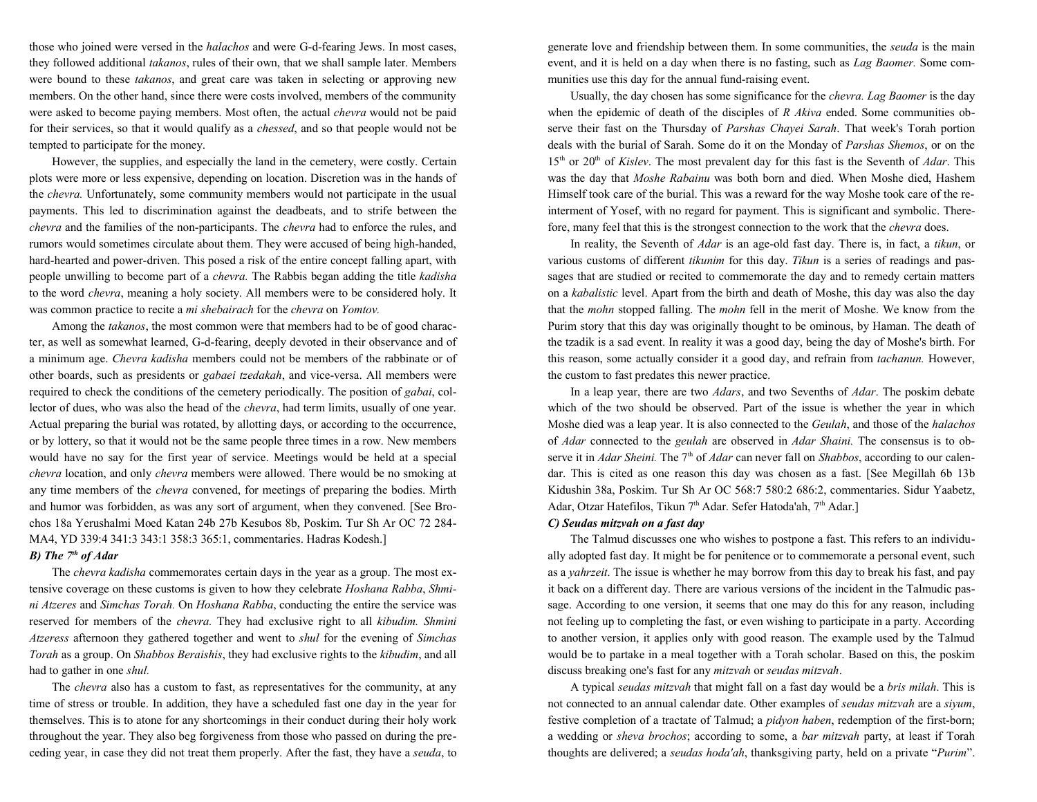those who joined were versed in the *halachos* and were G-d-fearing Jews. In most cases, they followed additional *takanos*, rules of their own, that we shall sample later. Members were bound to these *takanos*, and great care was taken in selecting or approving new members. On the other hand, since there were costs involved, members of the community were asked to become paying members. Most often, the actual *chevra* would not be paid for their services, so that it would qualify as a *chessed*, and so that people would not be tempted to participate for the money.

However, the supplies, and especially the land in the cemetery, were costly. Certain plots were more or less expensive, depending on location. Discretion was in the hands of the *chevra.* Unfortunately, some community members would not participate in the usual payments. This led to discrimination against the deadbeats, and to strife between the *chevra* and the families of the non-participants. The *chevra* had to enforce the rules, and rumors would sometimes circulate about them. They were accused of being high-handed, hard-hearted and power-driven. This posed a risk of the entire concept falling apart, with people unwilling to become part of a *chevra.* The Rabbis began adding the title *kadisha* to the word *chevra*, meaning a holy society. All members were to be considered holy. It was common practice to recite a *mi shebairach* for the *chevra* on *Yomtov.*

Among the *takanos*, the most common were that members had to be of good character, as well as somewhat learned, G-d-fearing, deeply devoted in their observance and of a minimum age. *Chevra kadisha* members could not be members of the rabbinate or of other boards, such as presidents or *gabaei tzedakah*, and vice-versa. All members were required to check the conditions of the cemetery periodically. The position of *gabai*, collector of dues, who was also the head of the *chevra*, had term limits, usually of one year. Actual preparing the burial was rotated, by allotting days, or according to the occurrence, or by lottery, so that it would not be the same people three times in a row. New members would have no say for the first year of service. Meetings would be held at a special *chevra* location, and only *chevra* members were allowed. There would be no smoking at any time members of the *chevra* convened, for meetings of preparing the bodies. Mirth and humor was forbidden, as was any sort of argument, when they convened. [See Brochos 18a Yerushalmi Moed Katan 24b 27b Kesubos 8b, Poskim. Tur Sh Ar OC 72 284-MA4, YD 339:4 341:3 343:1 358:3 365:1, commentaries. Hadras Kodesh.]

### *B) The 7th of Adar*

The *chevra kadisha* commemorates certain days in the year as a group. The most extensive coverage on these customs is given to how they celebrate *Hoshana Rabba*, *Shmini Atzeres* and *Simchas Torah.* On *Hoshana Rabba*, conducting the entire the service was reserved for members of the *chevra.* They had exclusive right to all *kibudim. Shmini Atzeress* afternoon they gathered together and went to *shul* for the evening of *Simchas Torah* as a group. On *Shabbos Beraishis*, they had exclusive rights to the *kibudim*, and all had to gather in one *shul.*

The *chevra* also has a custom to fast, as representatives for the community, at any time of stress or trouble. In addition, they have a scheduled fast one day in the year for themselves. This is to atone for any shortcomings in their conduct during their holy work throughout the year. They also beg forgiveness from those who passed on during the preceding year, in case they did not treat them properly. After the fast, they have a *seuda*, to generate love and friendship between them. In some communities, the *seuda* is the main event, and it is held on a day when there is no fasting, such as *Lag Baomer.* Some communities use this day for the annual fund-raising event.

Usually, the day chosen has some significance for the *chevra. Lag Baomer* is the day when the epidemic of death of the disciples of *R Akiva* ended. Some communities observe their fast on the Thursday of *Parshas Chayei Sarah*. That week's Torah portion deals with the burial of Sarah. Some do it on the Monday of *Parshas Shemos*, or on the 15th or 20th of *Kislev*. The most prevalent day for this fast is the Seventh of *Adar*. This was the day that *Moshe Rabainu* was both born and died. When Moshe died, Hashem Himself took care of the burial. This was a reward for the way Moshe took care of the re-interment of Yosef, with no regard for payment. This is significant and symbolic. Therefore, many feel that this is the strongest connection to the work that the *chevra* does.

In reality, the Seventh of *Adar* is an age-old fast day. There is, in fact, a *tikun*, or various customs of different *tikunim* for this day. *Tikun* is a series of readings and passages that are studied or recited to commemorate the day and to remedy certain matters on a *kabalistic* level. Apart from the birth and death of Moshe, this day was also the day that the *mohn* stopped falling. The *mohn* fell in the merit of Moshe. We know from the Purim story that this day was originally thought to be ominous, by Haman. The death of the tzadik is a sad event. In reality it was a good day, being the day of Moshe's birth. For this reason, some actually consider it a good day, and refrain from *tachanun.* However, the custom to fast predates this newer practice.

In a leap year, there are two *Adars*, and two Sevenths of *Adar*. The poskim debate which of the two should be observed. Part of the issue is whether the year in which Moshe died was a leap year. It is also connected to the *Geulah*, and those of the *halachos* of *Adar* connected to the *geulah* are observed in *Adar Shaini.* The consensus is to observe it in *Adar Sheini.* The 7th of *Adar* can never fall on *Shabbos*, according to our calendar. This is cited as one reason this day was chosen as a fast. [See Megillah 6b 13b Kidushin 38a, Poskim. Tur Sh Ar OC 568:7 580:2 686:2, commentaries. Sidur Yaabetz, Adar, Otzar Hatefilos, Tikun 7th Adar. Sefer Hatoda'ah, 7th Adar.]

### *C) Seudas mitzvah on a fast day*

The Talmud discusses one who wishes to postpone a fast. This refers to an individually adopted fast day. It might be for penitence or to commemorate a personal event, such as a *yahrzeit*. The issue is whether he may borrow from this day to break his fast, and pay it back on a different day. There are various versions of the incident in the Talmudic passage. According to one version, it seems that one may do this for any reason, including not feeling up to completing the fast, or even wishing to participate in a party. According to another version, it applies only with good reason. The example used by the Talmud would be to partake in a meal together with a Torah scholar. Based on this, the poskim discuss breaking one's fast for any *mitzvah* or *seudas mitzvah*.

A typical *seudas mitzvah* that might fall on a fast day would be a *bris milah*. This is not connected to an annual calendar date. Other examples of *seudas mitzvah* are a *siyum*, festive completion of a tractate of Talmud; a *pidyon haben*, redemption of the first-born; a wedding or *sheva brochos*; according to some, a *bar mitzvah* party, at least if Torah thoughts are delivered; a *seudas hoda'ah*, thanksgiving party, held on a private "*Purim*".